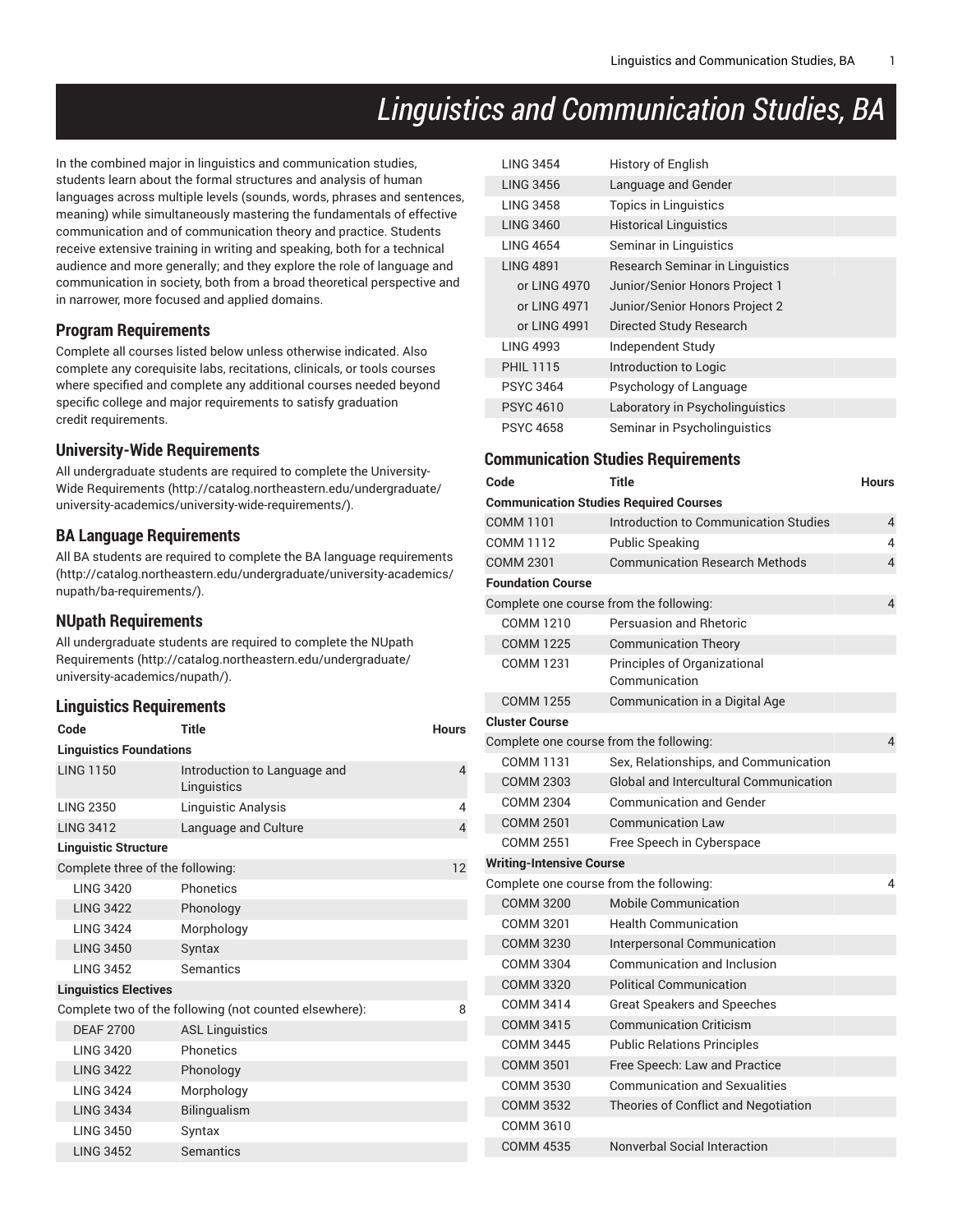# Linguistics and Communication Studies, BA

In the combined major in linguistics and communication studies, students learn about the formal structures and analysis of human languages across multiple levels (sounds, words, phrases and sentences, meaning) while simultaneously mastering the fundamentals of effective communication and of communication theory and practice. Students receive extensive training in writing and speaking, both for a technical audience and more generally; and they explore the role of language and communication in society, both from a broad theoretical perspective and in narrower, more focused and applied domains.

## Program Requirements

Complete all courses listed below unless otherwise indicated. Also complete any corequisite labs, recitations, clinicals, or tools courses where specified and complete any additional courses needed beyond specific college and major requirements to satisfy graduation credit requirements.

## University-Wide Requirements

All undergraduate students are required to complete the University-Wide Requirements (http://catalog.northeastern.edu/undergraduate/university-academics/university-wide-requirements/).

## BA Language Requirements

All BA students are required to complete the BA language requirements (http://catalog.northeastern.edu/undergraduate/university-academics/nupath/ba-requirements/).

## NUpath Requirements

All undergraduate students are required to complete the NUpath Requirements (http://catalog.northeastern.edu/undergraduate/university-academics/nupath/).

## Linguistics Requirements

| Code | Title | Hours |
|---|---|---|
| **Linguistics Foundations** | | |
| LING 1150 | Introduction to Language and Linguistics | 4 |
| LING 2350 | Linguistic Analysis | 4 |
| LING 3412 | Language and Culture | 4 |
| **Linguistic Structure** | | |
| Complete three of the following: | | 12 |
| LING 3420 | Phonetics | |
| LING 3422 | Phonology | |
| LING 3424 | Morphology | |
| LING 3450 | Syntax | |
| LING 3452 | Semantics | |
| **Linguistics Electives** | | |
| Complete two of the following (not counted elsewhere): | | 8 |
| DEAF 2700 | ASL Linguistics | |
| LING 3420 | Phonetics | |
| LING 3422 | Phonology | |
| LING 3424 | Morphology | |
| LING 3434 | Bilingualism | |
| LING 3450 | Syntax | |
| LING 3452 | Semantics | |
| LING 3454 | History of English | |
| LING 3456 | Language and Gender | |
| LING 3458 | Topics in Linguistics | |
| LING 3460 | Historical Linguistics | |
| LING 4654 | Seminar in Linguistics | |
| LING 4891 | Research Seminar in Linguistics | |
| or LING 4970 | Junior/Senior Honors Project 1 | |
| or LING 4971 | Junior/Senior Honors Project 2 | |
| or LING 4991 | Directed Study Research | |
| LING 4993 | Independent Study | |
| PHIL 1115 | Introduction to Logic | |
| PSYC 3464 | Psychology of Language | |
| PSYC 4610 | Laboratory in Psycholinguistics | |
| PSYC 4658 | Seminar in Psycholinguistics | |

## Communication Studies Requirements

| Code | Title | Hours |
|---|---|---|
| **Communication Studies Required Courses** | | |
| COMM 1101 | Introduction to Communication Studies | 4 |
| COMM 1112 | Public Speaking | 4 |
| COMM 2301 | Communication Research Methods | 4 |
| **Foundation Course** | | |
| Complete one course from the following: | | 4 |
| COMM 1210 | Persuasion and Rhetoric | |
| COMM 1225 | Communication Theory | |
| COMM 1231 | Principles of Organizational Communication | |
| COMM 1255 | Communication in a Digital Age | |
| **Cluster Course** | | |
| Complete one course from the following: | | 4 |
| COMM 1131 | Sex, Relationships, and Communication | |
| COMM 2303 | Global and Intercultural Communication | |
| COMM 2304 | Communication and Gender | |
| COMM 2501 | Communication Law | |
| COMM 2551 | Free Speech in Cyberspace | |
| **Writing-Intensive Course** | | |
| Complete one course from the following: | | 4 |
| COMM 3200 | Mobile Communication | |
| COMM 3201 | Health Communication | |
| COMM 3230 | Interpersonal Communication | |
| COMM 3304 | Communication and Inclusion | |
| COMM 3320 | Political Communication | |
| COMM 3414 | Great Speakers and Speeches | |
| COMM 3415 | Communication Criticism | |
| COMM 3445 | Public Relations Principles | |
| COMM 3501 | Free Speech: Law and Practice | |
| COMM 3530 | Communication and Sexualities | |
| COMM 3532 | Theories of Conflict and Negotiation | |
| COMM 3610 | | |
| COMM 4535 | Nonverbal Social Interaction | |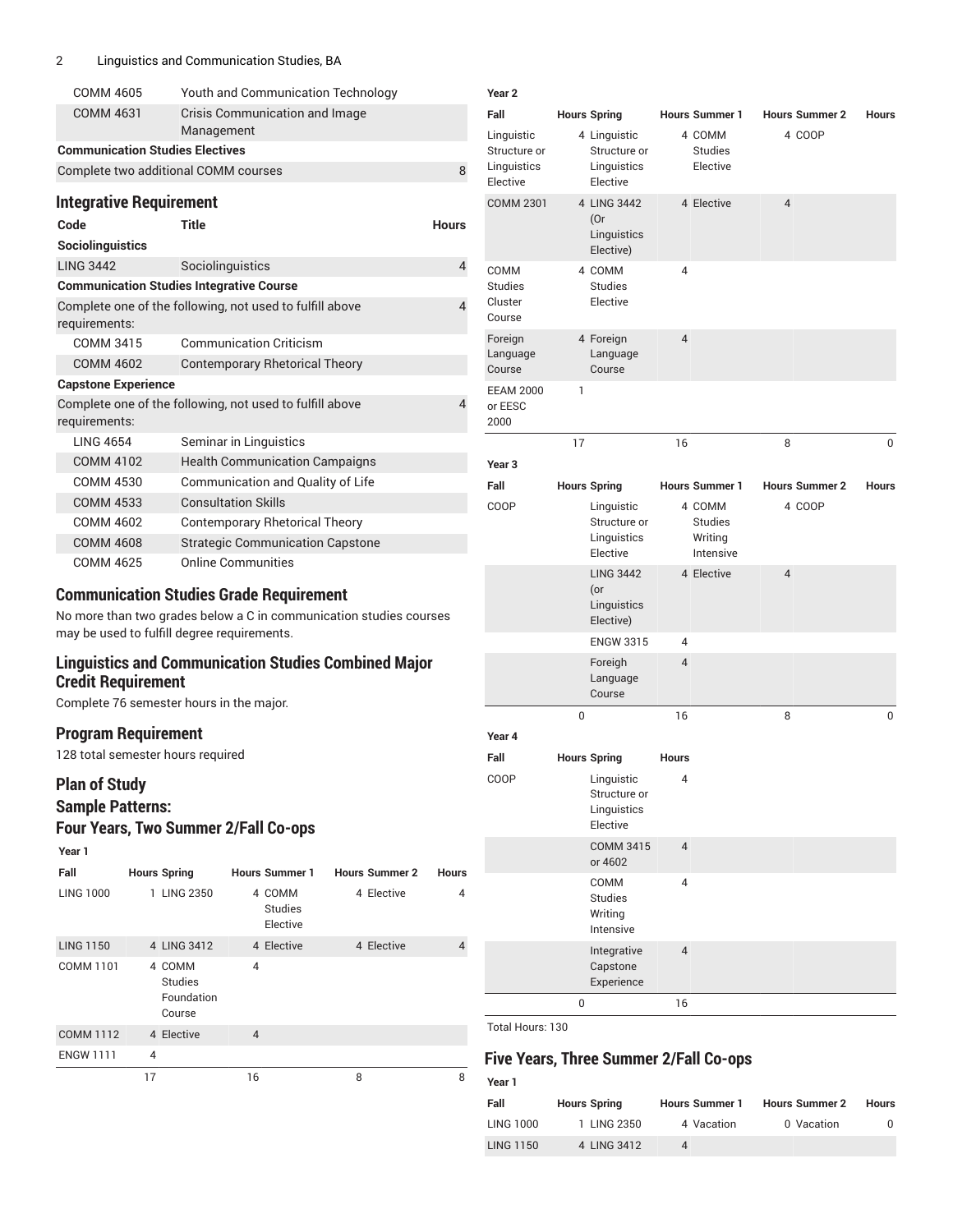| Code | Title | Hours |
|---|---|---|
| COMM 4605 | Youth and Communication Technology | |
| COMM 4631 | Crisis Communication and Image Management | |
| **Communication Studies Electives** | | |
| Complete two additional COMM courses | | 8 |

## Integrative Requirement

| Code | Title | Hours |
|---|---|---|
| **Sociolinguistics** | | |
| LING 3442 | Sociolinguistics | 4 |
| **Communication Studies Integrative Course** | | |
| Complete one of the following, not used to fulfill above requirements: | | 4 |
| COMM 3415 | Communication Criticism | |
| COMM 4602 | Contemporary Rhetorical Theory | |
| **Capstone Experience** | | |
| Complete one of the following, not used to fulfill above requirements: | | 4 |
| LING 4654 | Seminar in Linguistics | |
| COMM 4102 | Health Communication Campaigns | |
| COMM 4530 | Communication and Quality of Life | |
| COMM 4533 | Consultation Skills | |
| COMM 4602 | Contemporary Rhetorical Theory | |
| COMM 4608 | Strategic Communication Capstone | |
| COMM 4625 | Online Communities | |

## Communication Studies Grade Requirement

No more than two grades below a C in communication studies courses may be used to fulfill degree requirements.

## Linguistics and Communication Studies Combined Major Credit Requirement

Complete 76 semester hours in the major.

## Program Requirement

128 total semester hours required

## Plan of Study

## Sample Patterns:

## Four Years, Two Summer 2/Fall Co-ops

**Year 1**

| Fall | Hours | Spring | Hours | Summer 1 | Hours | Summer 2 | Hours |
|---|---|---|---|---|---|---|---|
| LING 1000 | 1 | LING 2350 | 4 | COMM Studies Elective | 4 | Elective | 4 |
| LING 1150 | 4 | LING 3412 | 4 | Elective | 4 | Elective | 4 |
| COMM 1101 | 4 | COMM Studies Foundation Course | 4 | | | | |
| COMM 1112 | 4 | Elective | 4 | | | | |
| ENGW 1111 | 4 | | | | | | |
| | 17 | | 16 | | 8 | | 8 |

**Year 2**

| Fall | Hours | Spring | Hours | Summer 1 | Hours | Summer 2 | Hours |
|---|---|---|---|---|---|---|---|
| Linguistic Structure or Linguistics Elective | 4 | Linguistic Structure or Linguistics Elective | 4 | COMM Studies Elective | 4 | COOP | |
| COMM 2301 | 4 | LING 3442 (Or Linguistics Elective) | 4 | Elective | 4 | | |
| COMM Studies Cluster Course | 4 | COMM Studies Elective | 4 | | | | |
| Foreign Language Course | 4 | Foreign Language Course | 4 | | | | |
| EEAM 2000 or EESC 2000 | 1 | | | | | | |
| | 17 | | 16 | | 8 | | 0 |

**Year 3**

| Fall | Hours | Spring | Hours | Summer 1 | Hours | Summer 2 | Hours |
|---|---|---|---|---|---|---|---|
| COOP | | Linguistic Structure or Linguistics Elective | 4 | COMM Studies Writing Intensive | 4 | COOP | |
| | | LING 3442 (or Linguistics Elective) | 4 | Elective | 4 | | |
| | | ENGW 3315 | 4 | | | | |
| | | Foreign Language Course | 4 | | | | |
| | 0 | | 16 | | 8 | | 0 |

**Year 4**

| Fall | Hours | Spring | Hours |
|---|---|---|---|
| COOP | | Linguistic Structure or Linguistics Elective | 4 |
| | | COMM 3415 or 4602 | 4 |
| | | COMM Studies Writing Intensive | 4 |
| | | Integrative Capstone Experience | 4 |
| | 0 | | 16 |

Total Hours: 130

## Five Years, Three Summer 2/Fall Co-ops

**Year 1**

| Fall | Hours | Spring | Hours | Summer 1 | Hours | Summer 2 | Hours |
|---|---|---|---|---|---|---|---|
| LING 1000 | 1 | LING 2350 | 4 | Vacation | 0 | Vacation | 0 |
| LING 1150 | 4 | LING 3412 | 4 | | | | |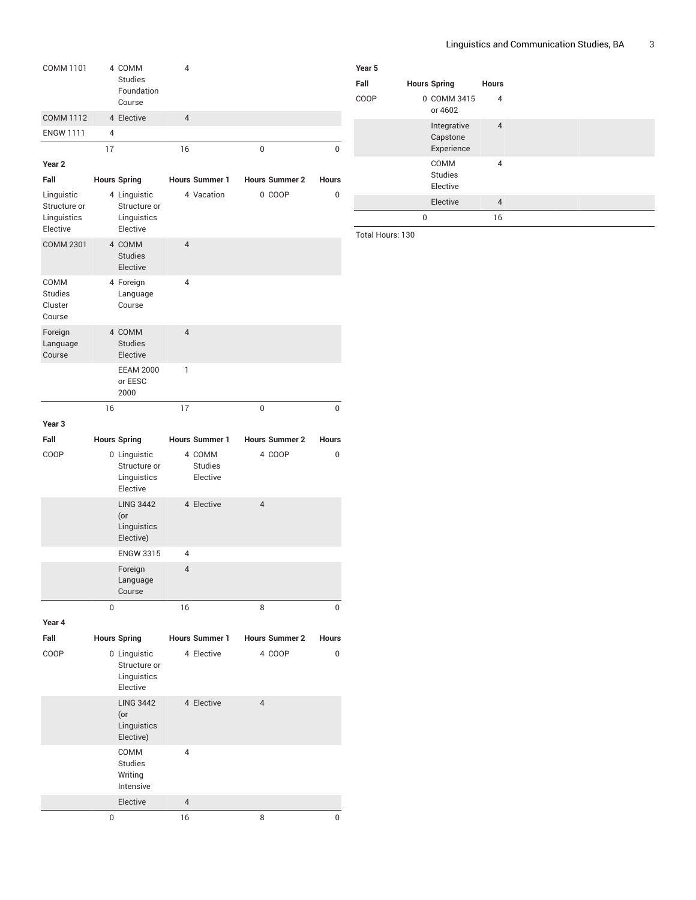| | | | | | | | |
|---|---|---|---|---|---|---|---|
| COMM 1101 | 4 | COMM Studies Foundation Course | 4 | | | | |
| COMM 1112 | 4 | Elective | 4 | | | | |
| ENGW 1111 | 4 | | | | | | |
| | 17 | | 16 | | 0 | | 0 |

**Year 2**

| Fall | Hours | Spring | Hours | Summer 1 | Hours | Summer 2 | Hours |
|---|---|---|---|---|---|---|---|
| Linguistic Structure or Linguistics Elective | 4 | Linguistic Structure or Linguistics Elective | 4 | Vacation | 0 | COOP | 0 |
| COMM 2301 | 4 | COMM Studies Elective | 4 | | | | |
| COMM Studies Cluster Course | 4 | Foreign Language Course | 4 | | | | |
| Foreign Language Course | 4 | COMM Studies Elective | 4 | | | | |
| | | EEAM 2000 or EESC 2000 | 1 | | | | |
| | 16 | | 17 | | 0 | | 0 |

**Year 3**

| Fall | Hours | Spring | Hours | Summer 1 | Hours | Summer 2 | Hours |
|---|---|---|---|---|---|---|---|
| COOP | 0 | Linguistic Structure or Linguistics Elective | 4 | COMM Studies Elective | 4 | COOP | 0 |
| | | LING 3442 (or Linguistics Elective) | 4 | Elective | 4 | | |
| | | ENGW 3315 | 4 | | | | |
| | | Foreign Language Course | 4 | | | | |
| | 0 | | 16 | | 8 | | 0 |

**Year 4**

| Fall | Hours | Spring | Hours | Summer 1 | Hours | Summer 2 | Hours |
|---|---|---|---|---|---|---|---|
| COOP | 0 | Linguistic Structure or Linguistics Elective | 4 | Elective | 4 | COOP | 0 |
| | | LING 3442 (or Linguistics Elective) | 4 | Elective | 4 | | |
| | | COMM Studies Writing Intensive | 4 | | | | |
| | | Elective | 4 | | | | |
| | 0 | | 16 | | 8 | | 0 |

**Year 5**

| Fall | Hours | Spring | Hours |
|---|---|---|---|
| COOP | 0 | COMM 3415 or 4602 | 4 |
| | | Integrative Capstone Experience | 4 |
| | | COMM Studies Elective | 4 |
| | | Elective | 4 |
| | 0 | | 16 |

Total Hours: 130